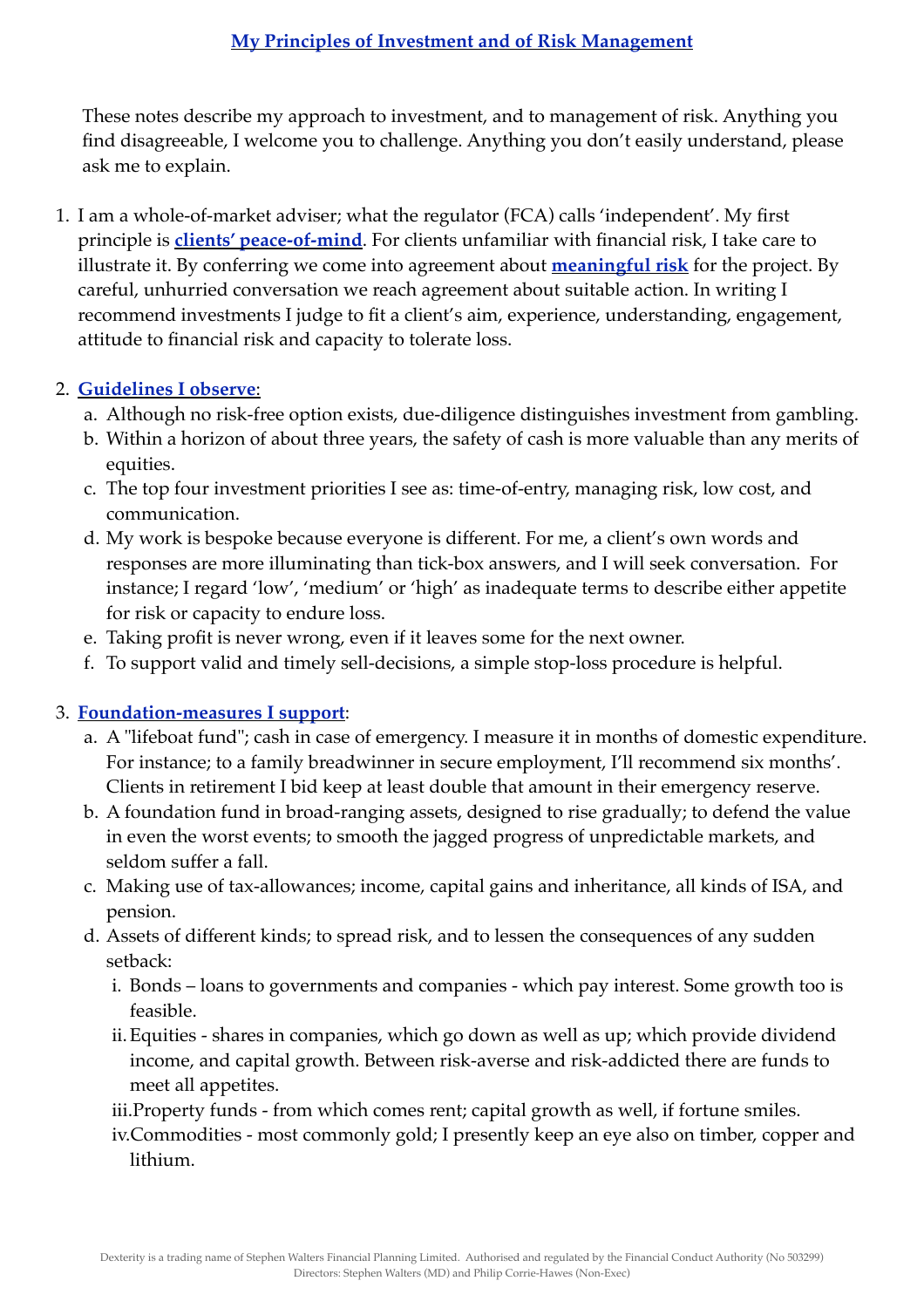# My Principles of Investment and of Risk Management

These notes describe my approach to investment, and to management of risk. Anything you find disagreeable, I welcome you to challenge. Anything you don't easily understand, please ask me to explain.

1. I am a whole-of-market adviser; what the regulator (FCA) calls 'independent'. My first principle is **clients' peace-of-mind**. For clients unfamiliar with financial risk, I take care to illustrate it. By conferring we come into agreement about **meaningful risk** for the project. By careful, unhurried conversation we reach agreement about suitable action. In writing I recommend investments I judge to fit a client's aim, experience, understanding, engagement, attitude to financial risk and capacity to tolerate loss.

2. **Guidelines I observe**:
   a. Although no risk-free option exists, due-diligence distinguishes investment from gambling.
   b. Within a horizon of about three years, the safety of cash is more valuable than any merits of equities.
   c. The top four investment priorities I see as: time-of-entry, managing risk, low cost, and communication.
   d. My work is bespoke because everyone is different. For me, a client's own words and responses are more illuminating than tick-box answers, and I will seek conversation. For instance; I regard 'low', 'medium' or 'high' as inadequate terms to describe either appetite for risk or capacity to endure loss.
   e. Taking profit is never wrong, even if it leaves some for the next owner.
   f. To support valid and timely sell-decisions, a simple stop-loss procedure is helpful.

3. **Foundation-measures I support**:
   a. A "lifeboat fund"; cash in case of emergency. I measure it in months of domestic expenditure. For instance; to a family breadwinner in secure employment, I'll recommend six months'. Clients in retirement I bid keep at least double that amount in their emergency reserve.
   b. A foundation fund in broad-ranging assets, designed to rise gradually; to defend the value in even the worst events; to smooth the jagged progress of unpredictable markets, and seldom suffer a fall.
   c. Making use of tax-allowances; income, capital gains and inheritance, all kinds of ISA, and pension.
   d. Assets of different kinds; to spread risk, and to lessen the consequences of any sudden setback:
      i. Bonds – loans to governments and companies - which pay interest. Some growth too is feasible.
      ii. Equities - shares in companies, which go down as well as up; which provide dividend income, and capital growth. Between risk-averse and risk-addicted there are funds to meet all appetites.
      iii. Property funds - from which comes rent; capital growth as well, if fortune smiles.
      iv. Commodities - most commonly gold; I presently keep an eye also on timber, copper and lithium.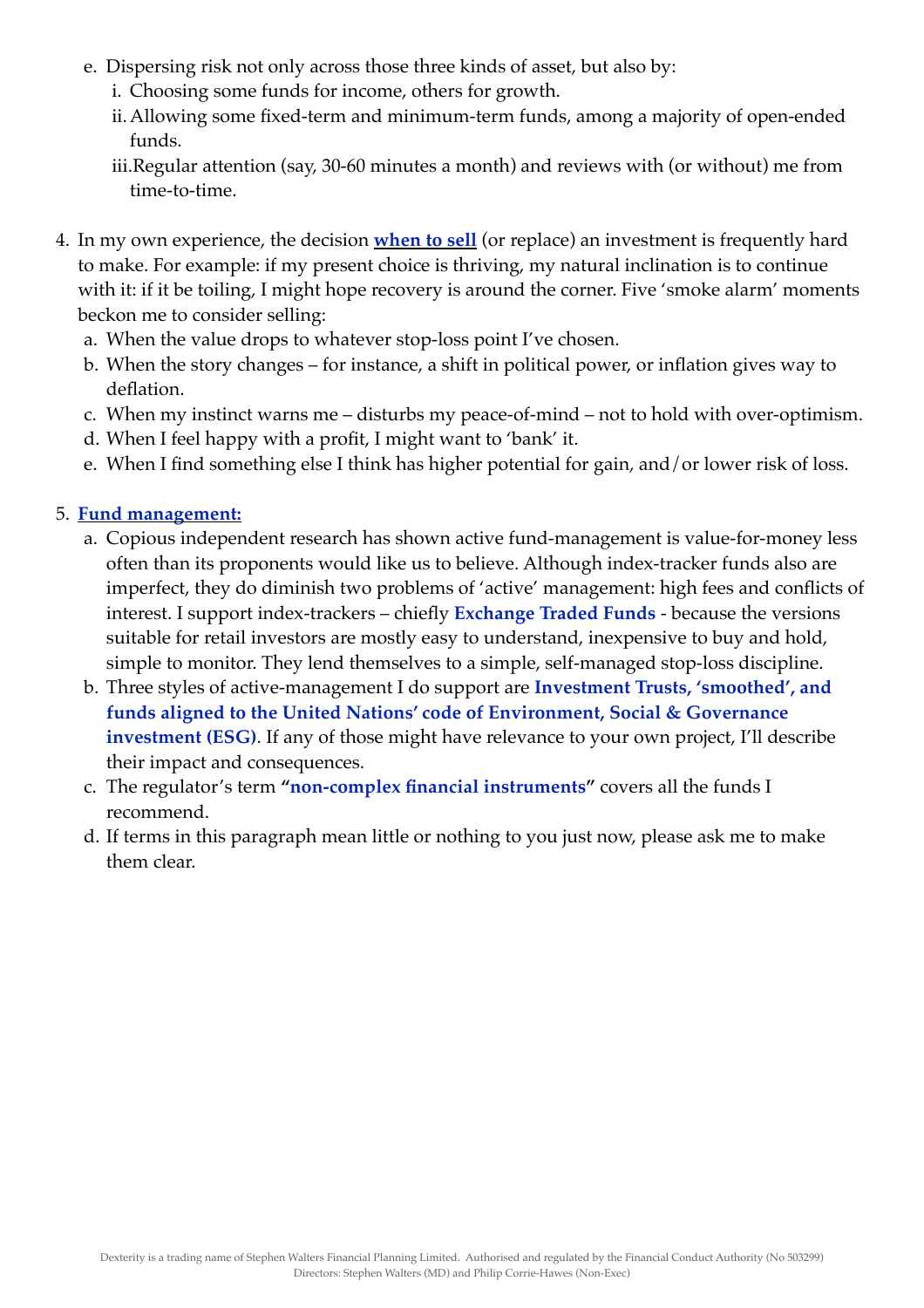e. Dispersing risk not only across those three kinds of asset, but also by:
   i. Choosing some funds for income, others for growth.
   ii. Allowing some fixed-term and minimum-term funds, among a majority of open-ended funds.
   iii. Regular attention (say, 30-60 minutes a month) and reviews with (or without) me from time-to-time.

4. In my own experience, the decision **when to sell** (or replace) an investment is frequently hard to make. For example: if my present choice is thriving, my natural inclination is to continue with it: if it be toiling, I might hope recovery is around the corner. Five 'smoke alarm' moments beckon me to consider selling:
   a. When the value drops to whatever stop-loss point I've chosen.
   b. When the story changes – for instance, a shift in political power, or inflation gives way to deflation.
   c. When my instinct warns me – disturbs my peace-of-mind – not to hold with over-optimism.
   d. When I feel happy with a profit, I might want to 'bank' it.
   e. When I find something else I think has higher potential for gain, and/or lower risk of loss.

5. **Fund management:**
   a. Copious independent research has shown active fund-management is value-for-money less often than its proponents would like us to believe. Although index-tracker funds also are imperfect, they do diminish two problems of 'active' management: high fees and conflicts of interest. I support index-trackers – chiefly **Exchange Traded Funds** - because the versions suitable for retail investors are mostly easy to understand, inexpensive to buy and hold, simple to monitor. They lend themselves to a simple, self-managed stop-loss discipline.
   b. Three styles of active-management I do support are **Investment Trusts, 'smoothed', and funds aligned to the United Nations' code of Environment, Social & Governance investment (ESG)**. If any of those might have relevance to your own project, I'll describe their impact and consequences.
   c. The regulator's term **"non-complex financial instruments"** covers all the funds I recommend.
   d. If terms in this paragraph mean little or nothing to you just now, please ask me to make them clear.

Dexterity is a trading name of Stephen Walters Financial Planning Limited. Authorised and regulated by the Financial Conduct Authority (No 503299)
Directors: Stephen Walters (MD) and Philip Corrie-Hawes (Non-Exec)